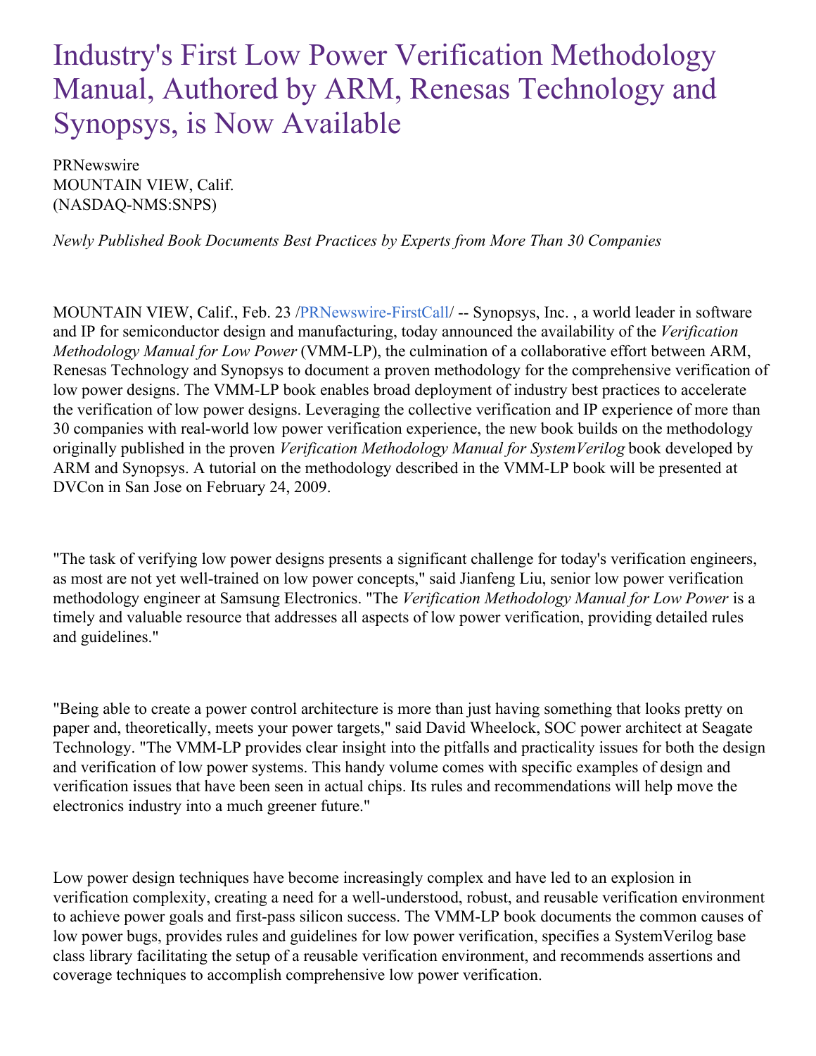# Industry's First Low Power Verification Methodology Manual, Authored by ARM, Renesas Technology and Synopsys, is Now Available

PRNewswire
MOUNTAIN VIEW, Calif.
(NASDAQ-NMS:SNPS)

*Newly Published Book Documents Best Practices by Experts from More Than 30 Companies*

MOUNTAIN VIEW, Calif., Feb. 23 /PRNewswire-FirstCall/ -- Synopsys, Inc. , a world leader in software and IP for semiconductor design and manufacturing, today announced the availability of the *Verification Methodology Manual for Low Power* (VMM-LP), the culmination of a collaborative effort between ARM, Renesas Technology and Synopsys to document a proven methodology for the comprehensive verification of low power designs. The VMM-LP book enables broad deployment of industry best practices to accelerate the verification of low power designs. Leveraging the collective verification and IP experience of more than 30 companies with real-world low power verification experience, the new book builds on the methodology originally published in the proven *Verification Methodology Manual for SystemVerilog* book developed by ARM and Synopsys. A tutorial on the methodology described in the VMM-LP book will be presented at DVCon in San Jose on February 24, 2009.

"The task of verifying low power designs presents a significant challenge for today's verification engineers, as most are not yet well-trained on low power concepts," said Jianfeng Liu, senior low power verification methodology engineer at Samsung Electronics. "The *Verification Methodology Manual for Low Power* is a timely and valuable resource that addresses all aspects of low power verification, providing detailed rules and guidelines."

"Being able to create a power control architecture is more than just having something that looks pretty on paper and, theoretically, meets your power targets," said David Wheelock, SOC power architect at Seagate Technology. "The VMM-LP provides clear insight into the pitfalls and practicality issues for both the design and verification of low power systems. This handy volume comes with specific examples of design and verification issues that have been seen in actual chips. Its rules and recommendations will help move the electronics industry into a much greener future."

Low power design techniques have become increasingly complex and have led to an explosion in verification complexity, creating a need for a well-understood, robust, and reusable verification environment to achieve power goals and first-pass silicon success. The VMM-LP book documents the common causes of low power bugs, provides rules and guidelines for low power verification, specifies a SystemVerilog base class library facilitating the setup of a reusable verification environment, and recommends assertions and coverage techniques to accomplish comprehensive low power verification.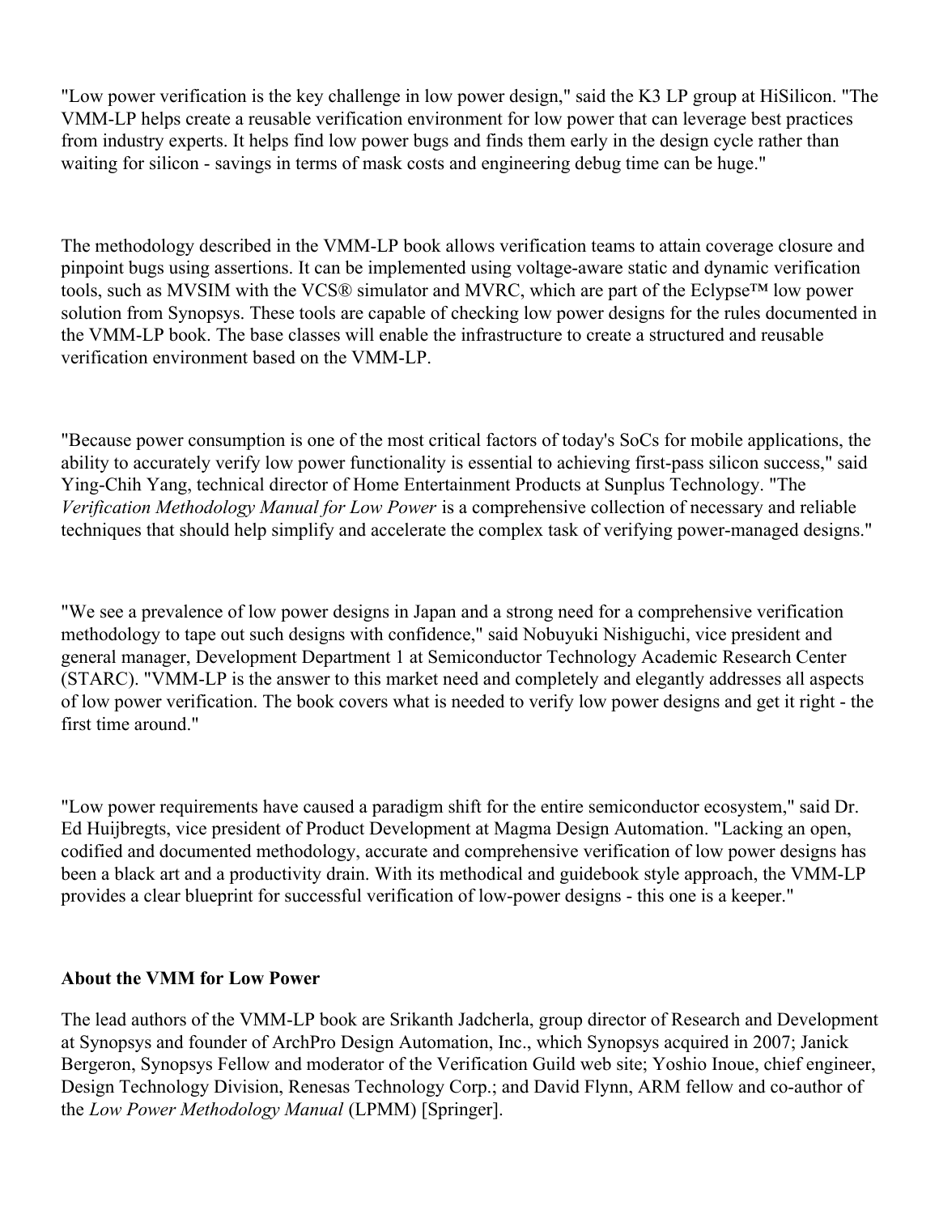"Low power verification is the key challenge in low power design," said the K3 LP group at HiSilicon. "The VMM-LP helps create a reusable verification environment for low power that can leverage best practices from industry experts. It helps find low power bugs and finds them early in the design cycle rather than waiting for silicon - savings in terms of mask costs and engineering debug time can be huge."

The methodology described in the VMM-LP book allows verification teams to attain coverage closure and pinpoint bugs using assertions. It can be implemented using voltage-aware static and dynamic verification tools, such as MVSIM with the VCS® simulator and MVRC, which are part of the Eclypse™ low power solution from Synopsys. These tools are capable of checking low power designs for the rules documented in the VMM-LP book. The base classes will enable the infrastructure to create a structured and reusable verification environment based on the VMM-LP.

"Because power consumption is one of the most critical factors of today's SoCs for mobile applications, the ability to accurately verify low power functionality is essential to achieving first-pass silicon success," said Ying-Chih Yang, technical director of Home Entertainment Products at Sunplus Technology. "The *Verification Methodology Manual for Low Power* is a comprehensive collection of necessary and reliable techniques that should help simplify and accelerate the complex task of verifying power-managed designs."

"We see a prevalence of low power designs in Japan and a strong need for a comprehensive verification methodology to tape out such designs with confidence," said Nobuyuki Nishiguchi, vice president and general manager, Development Department 1 at Semiconductor Technology Academic Research Center (STARC). "VMM-LP is the answer to this market need and completely and elegantly addresses all aspects of low power verification. The book covers what is needed to verify low power designs and get it right - the first time around."

"Low power requirements have caused a paradigm shift for the entire semiconductor ecosystem," said Dr. Ed Huijbregts, vice president of Product Development at Magma Design Automation. "Lacking an open, codified and documented methodology, accurate and comprehensive verification of low power designs has been a black art and a productivity drain. With its methodical and guidebook style approach, the VMM-LP provides a clear blueprint for successful verification of low-power designs - this one is a keeper."

**About the VMM for Low Power**

The lead authors of the VMM-LP book are Srikanth Jadcherla, group director of Research and Development at Synopsys and founder of ArchPro Design Automation, Inc., which Synopsys acquired in 2007; Janick Bergeron, Synopsys Fellow and moderator of the Verification Guild web site; Yoshio Inoue, chief engineer, Design Technology Division, Renesas Technology Corp.; and David Flynn, ARM fellow and co-author of the *Low Power Methodology Manual* (LPMM) [Springer].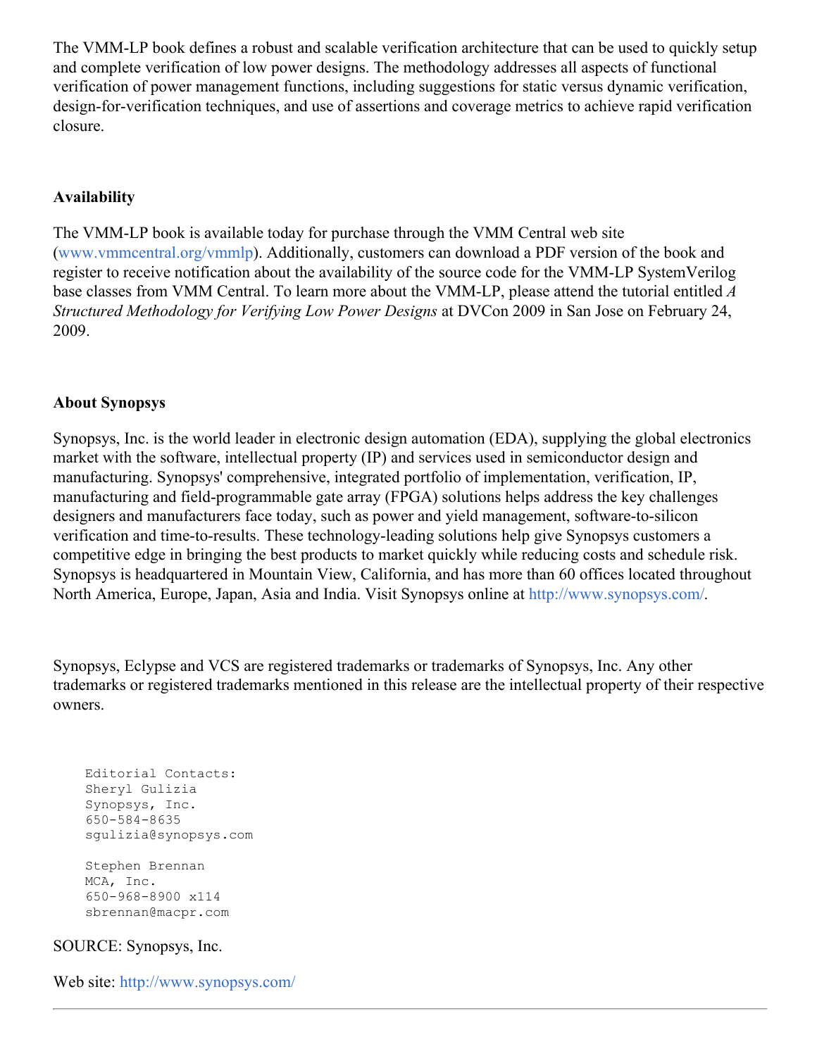The VMM-LP book defines a robust and scalable verification architecture that can be used to quickly setup and complete verification of low power designs. The methodology addresses all aspects of functional verification of power management functions, including suggestions for static versus dynamic verification, design-for-verification techniques, and use of assertions and coverage metrics to achieve rapid verification closure.

**Availability**

The VMM-LP book is available today for purchase through the VMM Central web site (www.vmmcentral.org/vmmlp). Additionally, customers can download a PDF version of the book and register to receive notification about the availability of the source code for the VMM-LP SystemVerilog base classes from VMM Central. To learn more about the VMM-LP, please attend the tutorial entitled *A Structured Methodology for Verifying Low Power Designs* at DVCon 2009 in San Jose on February 24, 2009.

**About Synopsys**

Synopsys, Inc. is the world leader in electronic design automation (EDA), supplying the global electronics market with the software, intellectual property (IP) and services used in semiconductor design and manufacturing. Synopsys' comprehensive, integrated portfolio of implementation, verification, IP, manufacturing and field-programmable gate array (FPGA) solutions helps address the key challenges designers and manufacturers face today, such as power and yield management, software-to-silicon verification and time-to-results. These technology-leading solutions help give Synopsys customers a competitive edge in bringing the best products to market quickly while reducing costs and schedule risk. Synopsys is headquartered in Mountain View, California, and has more than 60 offices located throughout North America, Europe, Japan, Asia and India. Visit Synopsys online at http://www.synopsys.com/.

Synopsys, Eclypse and VCS are registered trademarks or trademarks of Synopsys, Inc. Any other trademarks or registered trademarks mentioned in this release are the intellectual property of their respective owners.

```
Editorial Contacts:
Sheryl Gulizia
Synopsys, Inc.
650-584-8635
sgulizia@synopsys.com

Stephen Brennan
MCA, Inc.
650-968-8900 x114
sbrennan@macpr.com
```

SOURCE: Synopsys, Inc.

Web site: http://www.synopsys.com/